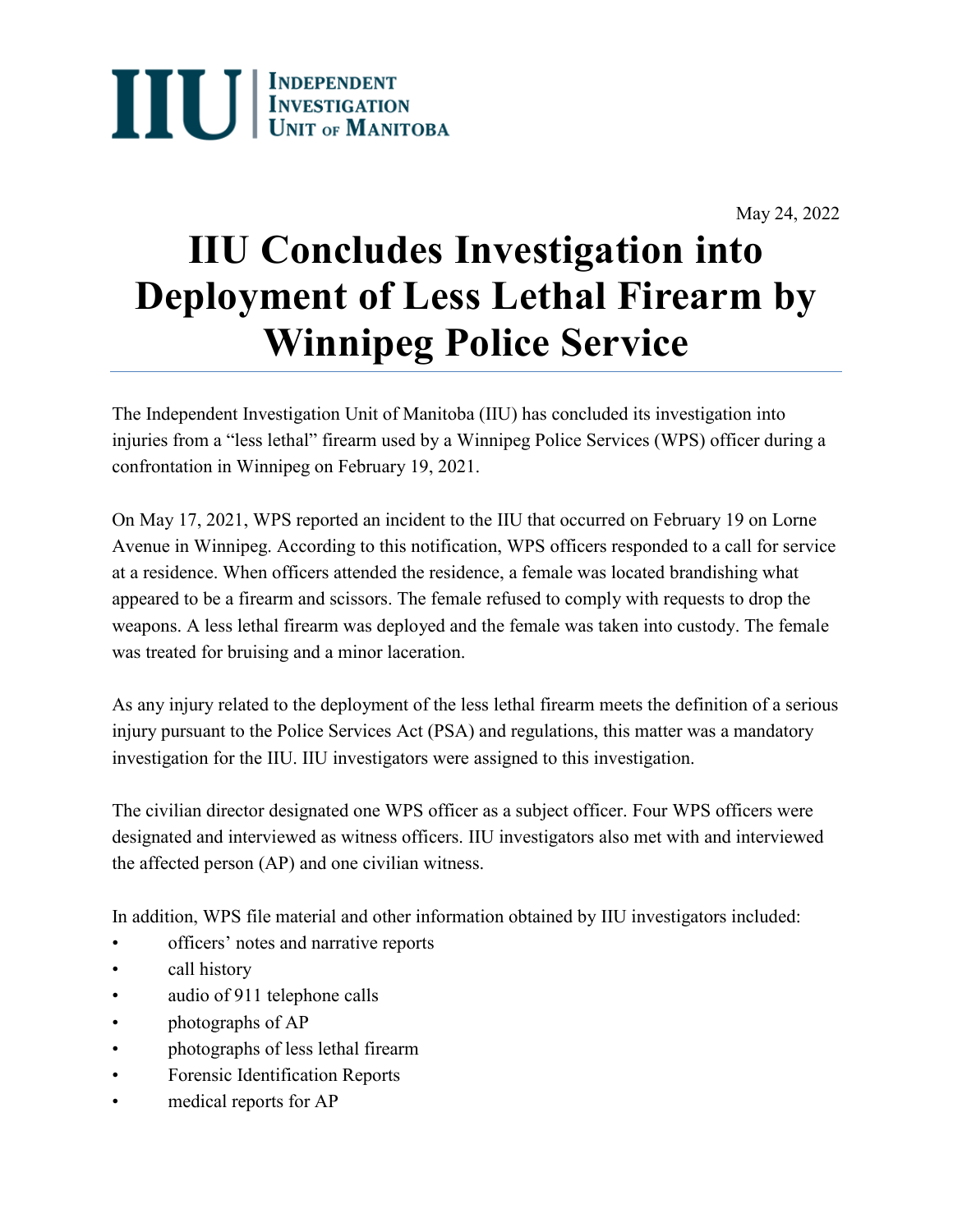IIU | Independent Investigation Unit of Manitoba

May 24, 2022

# IIU Concludes Investigation into Deployment of Less Lethal Firearm by Winnipeg Police Service

The Independent Investigation Unit of Manitoba (IIU) has concluded its investigation into injuries from a "less lethal" firearm used by a Winnipeg Police Services (WPS) officer during a confrontation in Winnipeg on February 19, 2021.

On May 17, 2021, WPS reported an incident to the IIU that occurred on February 19 on Lorne Avenue in Winnipeg. According to this notification, WPS officers responded to a call for service at a residence. When officers attended the residence, a female was located brandishing what appeared to be a firearm and scissors. The female refused to comply with requests to drop the weapons. A less lethal firearm was deployed and the female was taken into custody. The female was treated for bruising and a minor laceration.

As any injury related to the deployment of the less lethal firearm meets the definition of a serious injury pursuant to the Police Services Act (PSA) and regulations, this matter was a mandatory investigation for the IIU. IIU investigators were assigned to this investigation.

The civilian director designated one WPS officer as a subject officer. Four WPS officers were designated and interviewed as witness officers. IIU investigators also met with and interviewed the affected person (AP) and one civilian witness.

In addition, WPS file material and other information obtained by IIU investigators included:

- officers' notes and narrative reports
- call history
- audio of 911 telephone calls
- photographs of AP
- photographs of less lethal firearm
- Forensic Identification Reports
- medical reports for AP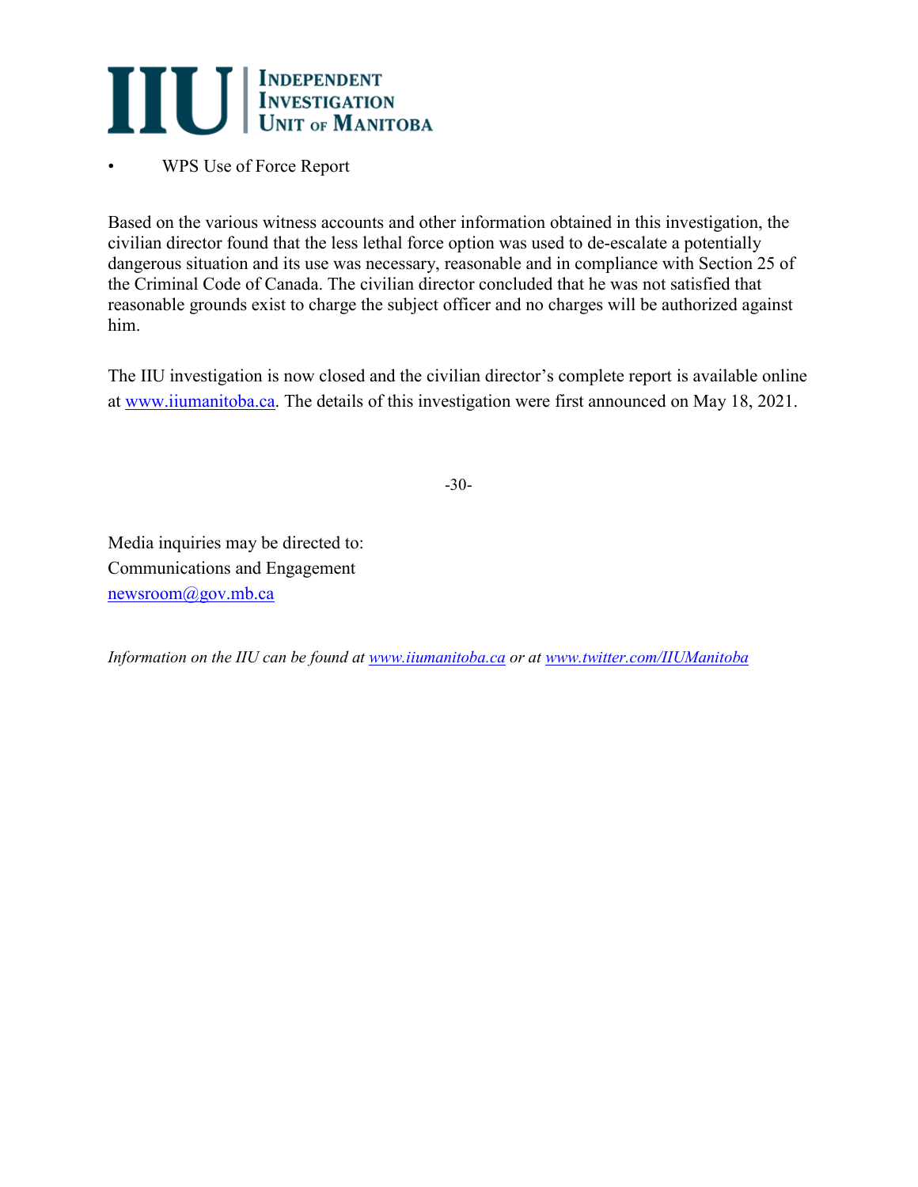- WPS Use of Force Report

Based on the various witness accounts and other information obtained in this investigation, the civilian director found that the less lethal force option was used to de-escalate a potentially dangerous situation and its use was necessary, reasonable and in compliance with Section 25 of the Criminal Code of Canada. The civilian director concluded that he was not satisfied that reasonable grounds exist to charge the subject officer and no charges will be authorized against him.

The IIU investigation is now closed and the civilian director's complete report is available online at [www.iiumanitoba.ca](http://www.iiumanitoba.ca). The details of this investigation were first announced on May 18, 2021.

-30-

Media inquiries may be directed to:
Communications and Engagement
[newsroom@gov.mb.ca](mailto:newsroom@gov.mb.ca)

*Information on the IIU can be found at [www.iiumanitoba.ca](http://www.iiumanitoba.ca) or at [www.twitter.com/IIUManitoba](http://www.twitter.com/IIUManitoba)*